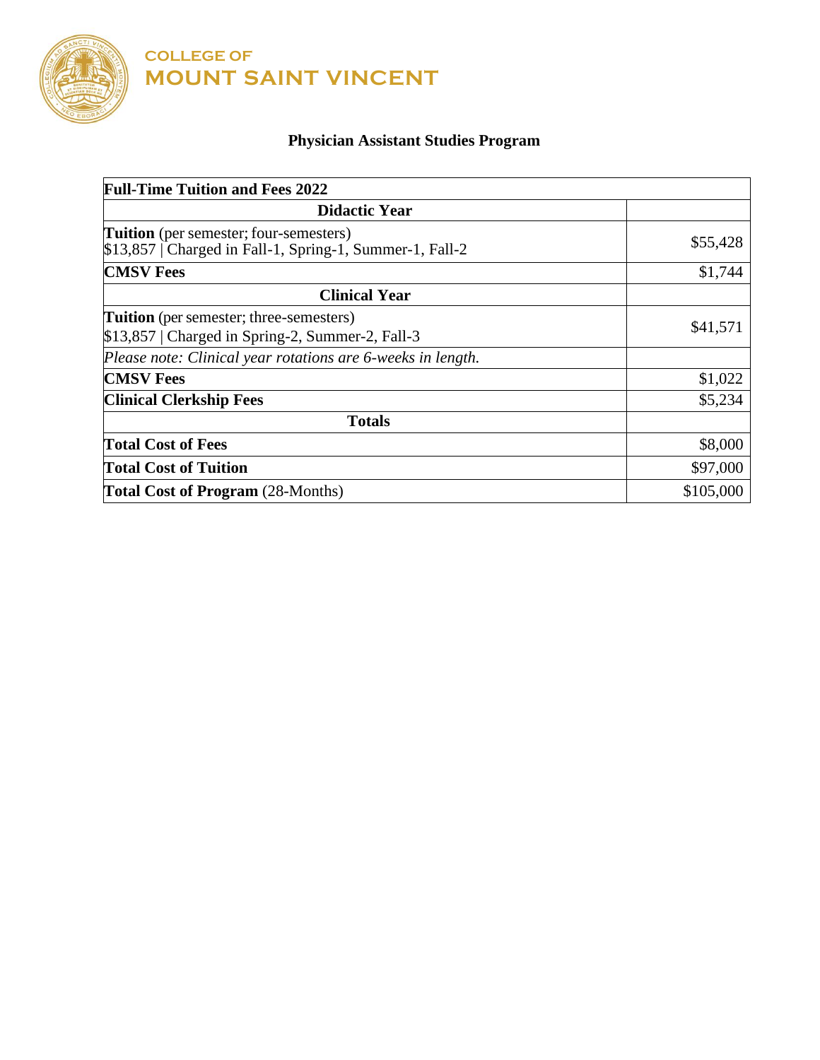COLLEGE OF
MOUNT SAINT VINCENT

## Physician Assistant Studies Program

| **Full-Time Tuition and Fees 2022** | |
|---|---|
| **Didactic Year** | |
| **Tuition** (per semester; four-semesters) $13,857 \| Charged in Fall-1, Spring-1, Summer-1, Fall-2 | $55,428 |
| **CMSV Fees** | $1,744 |
| **Clinical Year** | |
| **Tuition** (per semester; three-semesters) $13,857 \| Charged in Spring-2, Summer-2, Fall-3 | $41,571 |
| *Please note: Clinical year rotations are 6-weeks in length.* | |
| **CMSV Fees** | $1,022 |
| **Clinical Clerkship Fees** | $5,234 |
| **Totals** | |
| **Total Cost of Fees** | $8,000 |
| **Total Cost of Tuition** | $97,000 |
| **Total Cost of Program** (28-Months) | $105,000 |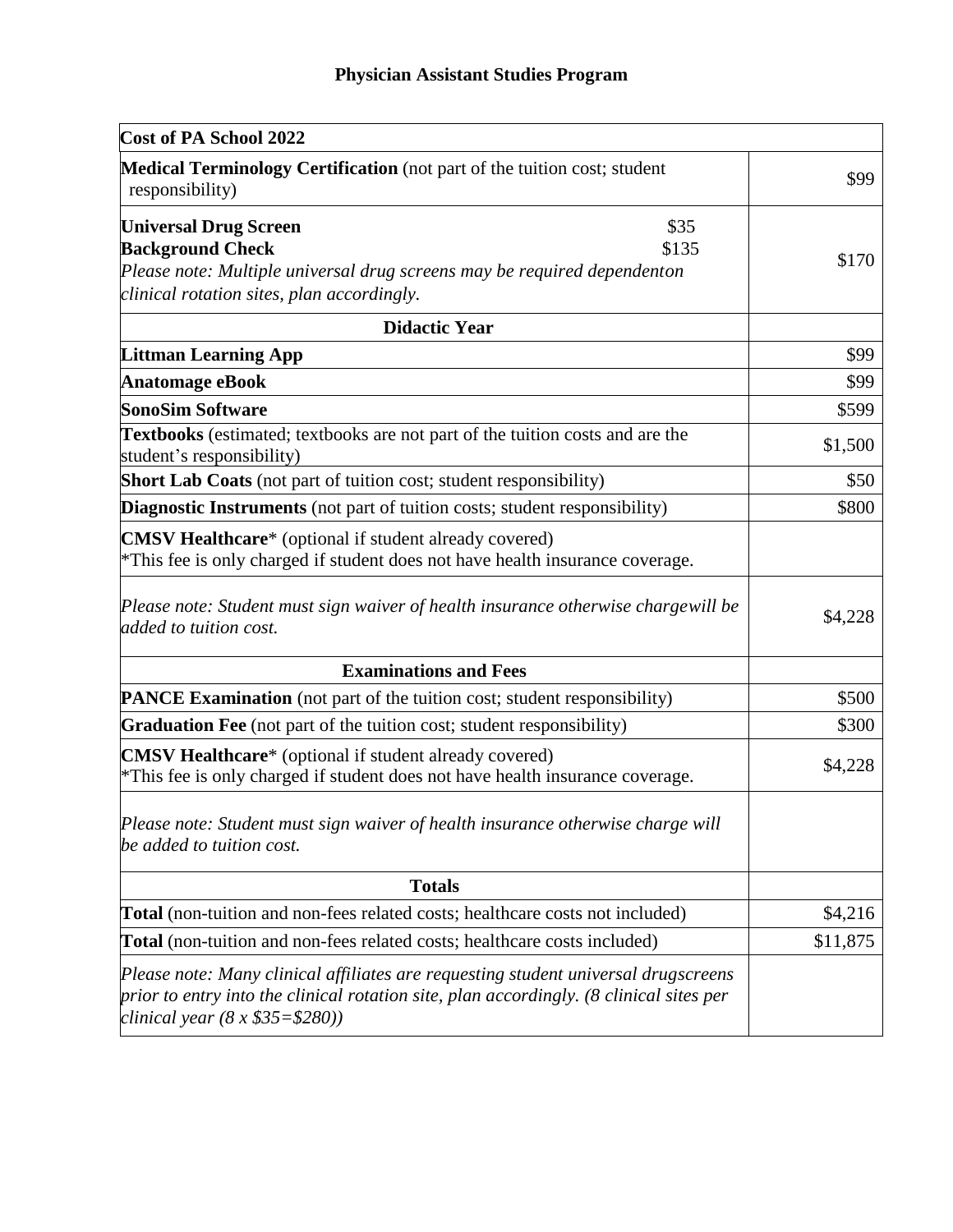**Physician Assistant Studies Program**

| Cost of PA School 2022 | |
|---|---|
| **Medical Terminology Certification** (not part of the tuition cost; student responsibility) | $99 |
| **Universal Drug Screen** $35<br>**Background Check** $135<br>*Please note: Multiple universal drug screens may be required dependenton clinical rotation sites, plan accordingly.* | $170 |
| **Didactic Year** | |
| **Littman Learning App** | $99 |
| **Anatomage eBook** | $99 |
| **SonoSim Software** | $599 |
| **Textbooks** (estimated; textbooks are not part of the tuition costs and are the student's responsibility) | $1,500 |
| **Short Lab Coats** (not part of tuition cost; student responsibility) | $50 |
| **Diagnostic Instruments** (not part of tuition costs; student responsibility) | $800 |
| **CMSV Healthcare*** (optional if student already covered)<br>*This fee is only charged if student does not have health insurance coverage. | |
| *Please note: Student must sign waiver of health insurance otherwise chargewill be added to tuition cost.* | $4,228 |
| **Examinations and Fees** | |
| **PANCE Examination** (not part of the tuition cost; student responsibility) | $500 |
| **Graduation Fee** (not part of the tuition cost; student responsibility) | $300 |
| **CMSV Healthcare*** (optional if student already covered)<br>*This fee is only charged if student does not have health insurance coverage. | $4,228 |
| *Please note: Student must sign waiver of health insurance otherwise charge will be added to tuition cost.* | |
| **Totals** | |
| **Total** (non-tuition and non-fees related costs; healthcare costs not included) | $4,216 |
| **Total** (non-tuition and non-fees related costs; healthcare costs included) | $11,875 |
| *Please note: Many clinical affiliates are requesting student universal drugscreens prior to entry into the clinical rotation site, plan accordingly. (8 clinical sites per clinical year (8 x $35=$280))* | |